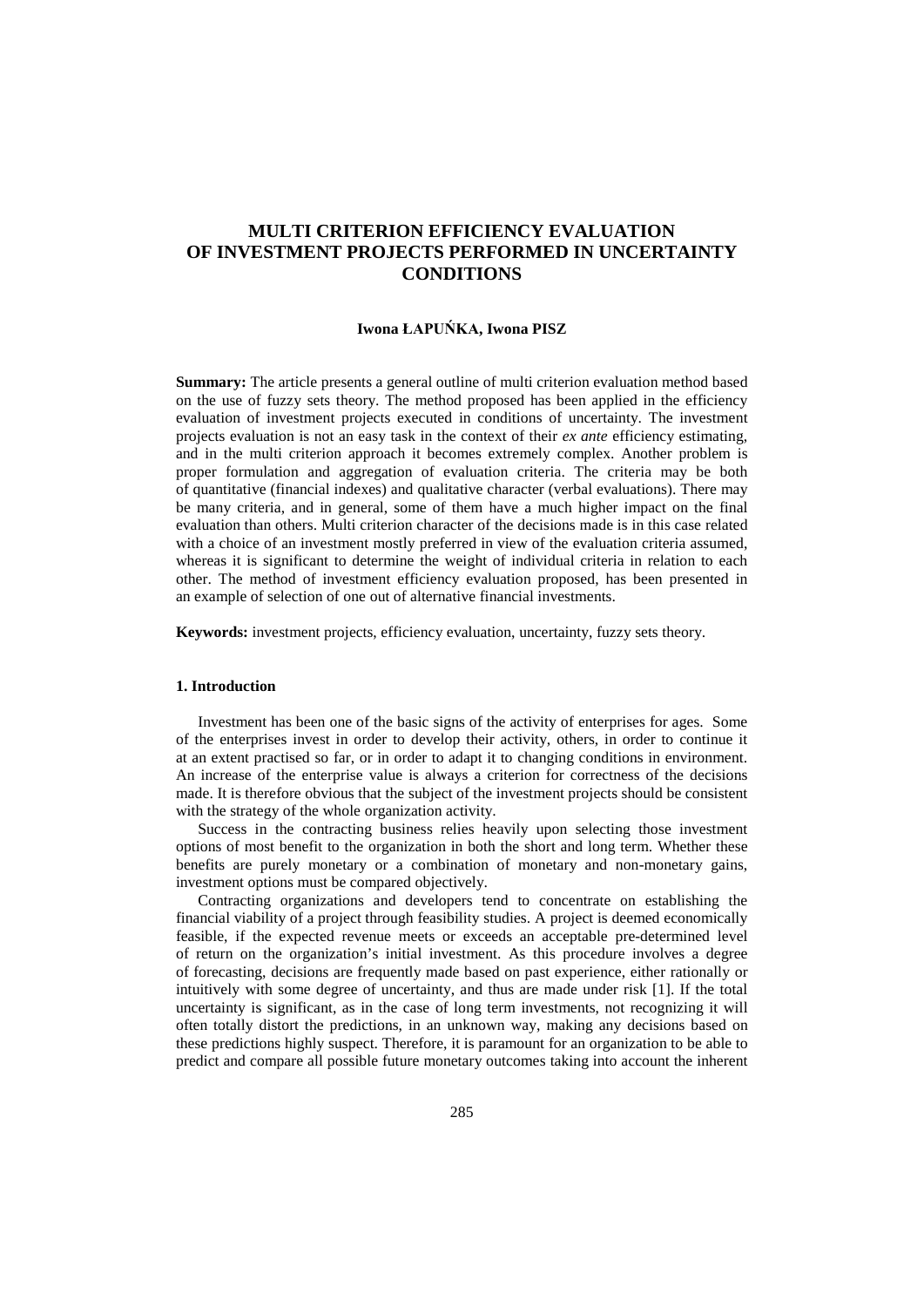# MULTI CRITERION EFFICIENCY EVALUATION OF INVESTMENT PROJECTS PERFORMED IN UNCERTAINTY CONDITIONS

**Iwona ŁAPUŃKA, Iwona PISZ**

**Summary:** The article presents a general outline of multi criterion evaluation method based on the use of fuzzy sets theory. The method proposed has been applied in the efficiency evaluation of investment projects executed in conditions of uncertainty. The investment projects evaluation is not an easy task in the context of their *ex ante* efficiency estimating, and in the multi criterion approach it becomes extremely complex. Another problem is proper formulation and aggregation of evaluation criteria. The criteria may be both of quantitative (financial indexes) and qualitative character (verbal evaluations). There may be many criteria, and in general, some of them have a much higher impact on the final evaluation than others. Multi criterion character of the decisions made is in this case related with a choice of an investment mostly preferred in view of the evaluation criteria assumed, whereas it is significant to determine the weight of individual criteria in relation to each other. The method of investment efficiency evaluation proposed, has been presented in an example of selection of one out of alternative financial investments.

**Keywords:** investment projects, efficiency evaluation, uncertainty, fuzzy sets theory.

## 1. Introduction

Investment has been one of the basic signs of the activity of enterprises for ages. Some of the enterprises invest in order to develop their activity, others, in order to continue it at an extent practised so far, or in order to adapt it to changing conditions in environment. An increase of the enterprise value is always a criterion for correctness of the decisions made. It is therefore obvious that the subject of the investment projects should be consistent with the strategy of the whole organization activity.

Success in the contracting business relies heavily upon selecting those investment options of most benefit to the organization in both the short and long term. Whether these benefits are purely monetary or a combination of monetary and non-monetary gains, investment options must be compared objectively.

Contracting organizations and developers tend to concentrate on establishing the financial viability of a project through feasibility studies. A project is deemed economically feasible, if the expected revenue meets or exceeds an acceptable pre-determined level of return on the organization's initial investment. As this procedure involves a degree of forecasting, decisions are frequently made based on past experience, either rationally or intuitively with some degree of uncertainty, and thus are made under risk [1]. If the total uncertainty is significant, as in the case of long term investments, not recognizing it will often totally distort the predictions, in an unknown way, making any decisions based on these predictions highly suspect. Therefore, it is paramount for an organization to be able to predict and compare all possible future monetary outcomes taking into account the inherent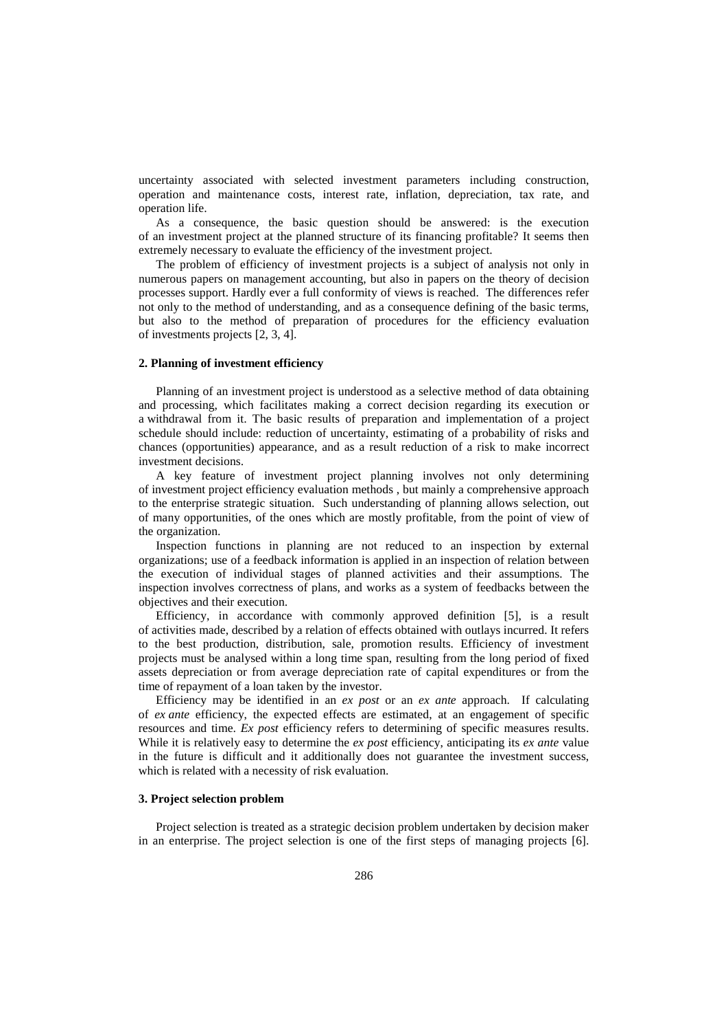uncertainty associated with selected investment parameters including construction, operation and maintenance costs, interest rate, inflation, depreciation, tax rate, and operation life.

As a consequence, the basic question should be answered: is the execution of an investment project at the planned structure of its financing profitable? It seems then extremely necessary to evaluate the efficiency of the investment project.

The problem of efficiency of investment projects is a subject of analysis not only in numerous papers on management accounting, but also in papers on the theory of decision processes support. Hardly ever a full conformity of views is reached. The differences refer not only to the method of understanding, and as a consequence defining of the basic terms, but also to the method of preparation of procedures for the efficiency evaluation of investments projects [2, 3, 4].

## 2. Planning of investment efficiency

Planning of an investment project is understood as a selective method of data obtaining and processing, which facilitates making a correct decision regarding its execution or a withdrawal from it. The basic results of preparation and implementation of a project schedule should include: reduction of uncertainty, estimating of a probability of risks and chances (opportunities) appearance, and as a result reduction of a risk to make incorrect investment decisions.

A key feature of investment project planning involves not only determining of investment project efficiency evaluation methods , but mainly a comprehensive approach to the enterprise strategic situation. Such understanding of planning allows selection, out of many opportunities, of the ones which are mostly profitable, from the point of view of the organization.

Inspection functions in planning are not reduced to an inspection by external organizations; use of a feedback information is applied in an inspection of relation between the execution of individual stages of planned activities and their assumptions. The inspection involves correctness of plans, and works as a system of feedbacks between the objectives and their execution.

Efficiency, in accordance with commonly approved definition [5], is a result of activities made, described by a relation of effects obtained with outlays incurred. It refers to the best production, distribution, sale, promotion results. Efficiency of investment projects must be analysed within a long time span, resulting from the long period of fixed assets depreciation or from average depreciation rate of capital expenditures or from the time of repayment of a loan taken by the investor.

Efficiency may be identified in an *ex post* or an *ex ante* approach. If calculating of *ex ante* efficiency, the expected effects are estimated, at an engagement of specific resources and time. *Ex post* efficiency refers to determining of specific measures results. While it is relatively easy to determine the *ex post* efficiency, anticipating its *ex ante* value in the future is difficult and it additionally does not guarantee the investment success, which is related with a necessity of risk evaluation.

## 3. Project selection problem

Project selection is treated as a strategic decision problem undertaken by decision maker in an enterprise. The project selection is one of the first steps of managing projects [6].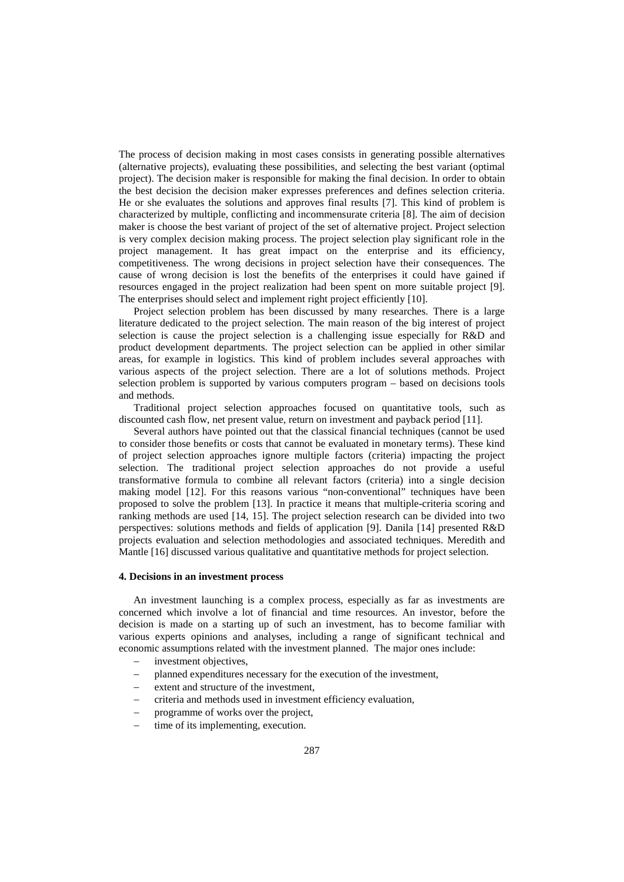The process of decision making in most cases consists in generating possible alternatives (alternative projects), evaluating these possibilities, and selecting the best variant (optimal project). The decision maker is responsible for making the final decision. In order to obtain the best decision the decision maker expresses preferences and defines selection criteria. He or she evaluates the solutions and approves final results [7]. This kind of problem is characterized by multiple, conflicting and incommensurate criteria [8]. The aim of decision maker is choose the best variant of project of the set of alternative project. Project selection is very complex decision making process. The project selection play significant role in the project management. It has great impact on the enterprise and its efficiency, competitiveness. The wrong decisions in project selection have their consequences. The cause of wrong decision is lost the benefits of the enterprises it could have gained if resources engaged in the project realization had been spent on more suitable project [9]. The enterprises should select and implement right project efficiently [10].

Project selection problem has been discussed by many researches. There is a large literature dedicated to the project selection. The main reason of the big interest of project selection is cause the project selection is a challenging issue especially for R&D and product development departments. The project selection can be applied in other similar areas, for example in logistics. This kind of problem includes several approaches with various aspects of the project selection. There are a lot of solutions methods. Project selection problem is supported by various computers program – based on decisions tools and methods.

Traditional project selection approaches focused on quantitative tools, such as discounted cash flow, net present value, return on investment and payback period [11].

Several authors have pointed out that the classical financial techniques (cannot be used to consider those benefits or costs that cannot be evaluated in monetary terms). These kind of project selection approaches ignore multiple factors (criteria) impacting the project selection. The traditional project selection approaches do not provide a useful transformative formula to combine all relevant factors (criteria) into a single decision making model [12]. For this reasons various "non-conventional" techniques have been proposed to solve the problem [13]. In practice it means that multiple-criteria scoring and ranking methods are used [14, 15]. The project selection research can be divided into two perspectives: solutions methods and fields of application [9]. Danila [14] presented R&D projects evaluation and selection methodologies and associated techniques. Meredith and Mantle [16] discussed various qualitative and quantitative methods for project selection.

## 4. Decisions in an investment process

An investment launching is a complex process, especially as far as investments are concerned which involve a lot of financial and time resources. An investor, before the decision is made on a starting up of such an investment, has to become familiar with various experts opinions and analyses, including a range of significant technical and economic assumptions related with the investment planned. The major ones include:

- investment objectives,
- planned expenditures necessary for the execution of the investment,
- extent and structure of the investment,
- criteria and methods used in investment efficiency evaluation,
- programme of works over the project,
- time of its implementing, execution.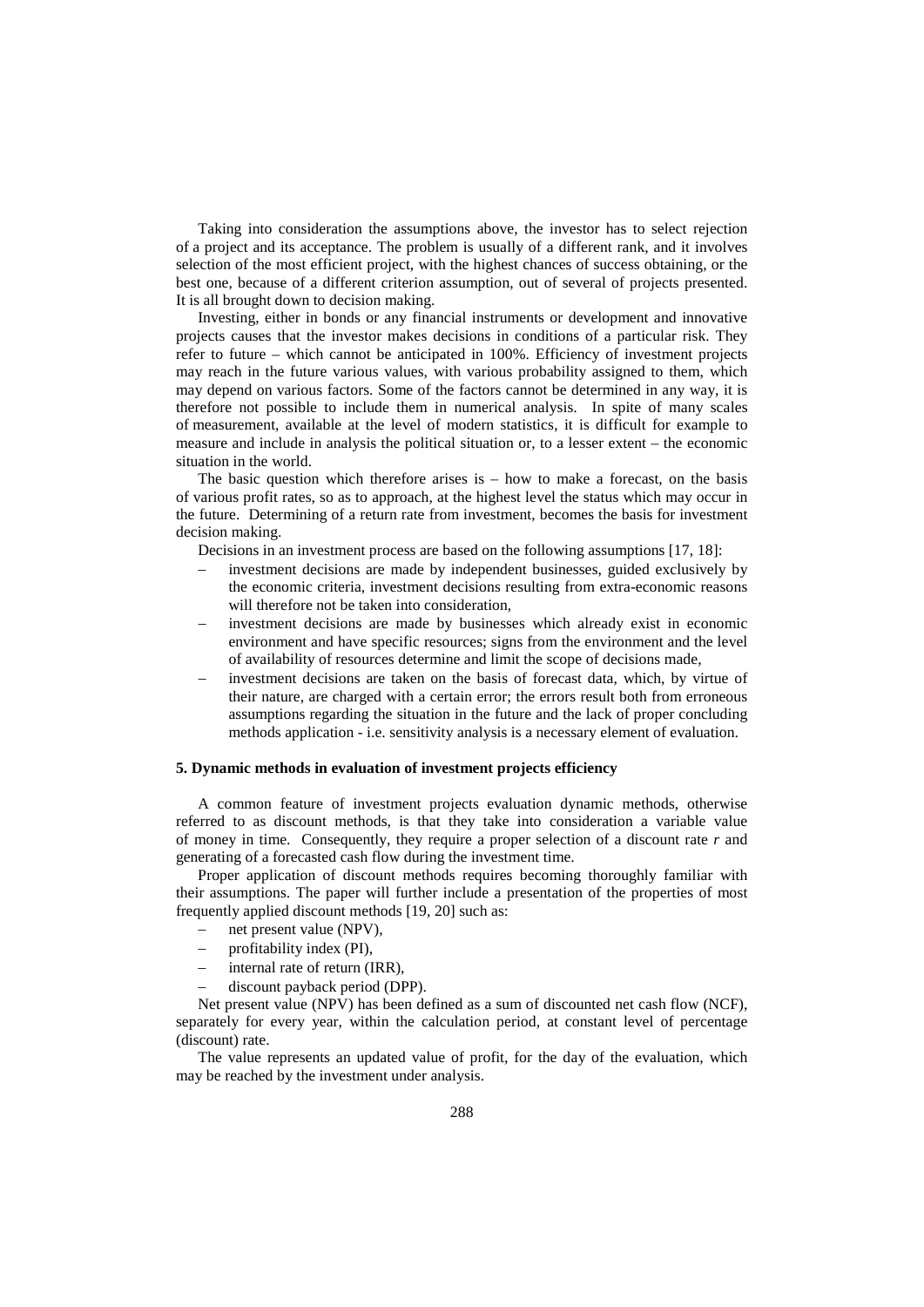Taking into consideration the assumptions above, the investor has to select rejection of a project and its acceptance. The problem is usually of a different rank, and it involves selection of the most efficient project, with the highest chances of success obtaining, or the best one, because of a different criterion assumption, out of several of projects presented. It is all brought down to decision making.

Investing, either in bonds or any financial instruments or development and innovative projects causes that the investor makes decisions in conditions of a particular risk. They refer to future – which cannot be anticipated in 100%. Efficiency of investment projects may reach in the future various values, with various probability assigned to them, which may depend on various factors. Some of the factors cannot be determined in any way, it is therefore not possible to include them in numerical analysis. In spite of many scales of measurement, available at the level of modern statistics, it is difficult for example to measure and include in analysis the political situation or, to a lesser extent – the economic situation in the world.

The basic question which therefore arises is – how to make a forecast, on the basis of various profit rates, so as to approach, at the highest level the status which may occur in the future. Determining of a return rate from investment, becomes the basis for investment decision making.

Decisions in an investment process are based on the following assumptions [17, 18]:

- investment decisions are made by independent businesses, guided exclusively by the economic criteria, investment decisions resulting from extra-economic reasons will therefore not be taken into consideration,
- investment decisions are made by businesses which already exist in economic environment and have specific resources; signs from the environment and the level of availability of resources determine and limit the scope of decisions made,
- investment decisions are taken on the basis of forecast data, which, by virtue of their nature, are charged with a certain error; the errors result both from erroneous assumptions regarding the situation in the future and the lack of proper concluding methods application - i.e. sensitivity analysis is a necessary element of evaluation.

## 5. Dynamic methods in evaluation of investment projects efficiency

A common feature of investment projects evaluation dynamic methods, otherwise referred to as discount methods, is that they take into consideration a variable value of money in time. Consequently, they require a proper selection of a discount rate $r$ and generating of a forecasted cash flow during the investment time.

Proper application of discount methods requires becoming thoroughly familiar with their assumptions. The paper will further include a presentation of the properties of most frequently applied discount methods [19, 20] such as:

- net present value (NPV),
- profitability index (PI),
- internal rate of return (IRR),
- discount payback period (DPP).

Net present value (NPV) has been defined as a sum of discounted net cash flow (NCF), separately for every year, within the calculation period, at constant level of percentage (discount) rate.

The value represents an updated value of profit, for the day of the evaluation, which may be reached by the investment under analysis.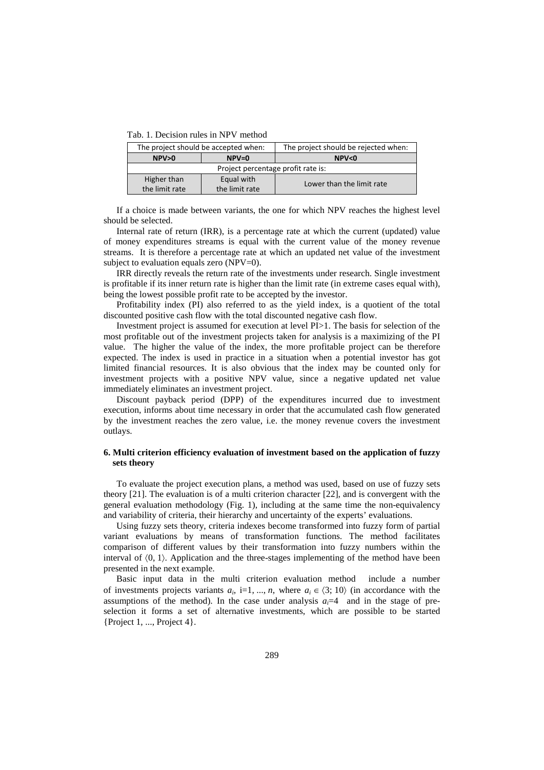Tab. 1. Decision rules in NPV method

| The project should be accepted when: | | The project should be rejected when: |
|---|---|---|
| **NPV>0** | **NPV=0** | **NPV<0** |
| Project percentage profit rate is: | | |
| Higher than the limit rate | Equal with the limit rate | Lower than the limit rate |

If a choice is made between variants, the one for which NPV reaches the highest level should be selected.

Internal rate of return (IRR), is a percentage rate at which the current (updated) value of money expenditures streams is equal with the current value of the money revenue streams. It is therefore a percentage rate at which an updated net value of the investment subject to evaluation equals zero (NPV=0).

IRR directly reveals the return rate of the investments under research. Single investment is profitable if its inner return rate is higher than the limit rate (in extreme cases equal with), being the lowest possible profit rate to be accepted by the investor.

Profitability index (PI) also referred to as the yield index, is a quotient of the total discounted positive cash flow with the total discounted negative cash flow.

Investment project is assumed for execution at level PI>1. The basis for selection of the most profitable out of the investment projects taken for analysis is a maximizing of the PI value. The higher the value of the index, the more profitable project can be therefore expected. The index is used in practice in a situation when a potential investor has got limited financial resources. It is also obvious that the index may be counted only for investment projects with a positive NPV value, since a negative updated net value immediately eliminates an investment project.

Discount payback period (DPP) of the expenditures incurred due to investment execution, informs about time necessary in order that the accumulated cash flow generated by the investment reaches the zero value, i.e. the money revenue covers the investment outlays.

## 6. Multi criterion efficiency evaluation of investment based on the application of fuzzy sets theory

To evaluate the project execution plans, a method was used, based on use of fuzzy sets theory [21]. The evaluation is of a multi criterion character [22], and is convergent with the general evaluation methodology (Fig. 1), including at the same time the non-equivalency and variability of criteria, their hierarchy and uncertainty of the experts' evaluations.

Using fuzzy sets theory, criteria indexes become transformed into fuzzy form of partial variant evaluations by means of transformation functions. The method facilitates comparison of different values by their transformation into fuzzy numbers within the interval of $\langle 0, 1 \rangle$. Application and the three-stages implementing of the method have been presented in the next example.

Basic input data in the multi criterion evaluation method include a number of investments projects variants $a_i$, i=1, ..., $n$, where $a_i \in \langle 3; 10 \rangle$ (in accordance with the assumptions of the method). In the case under analysis $a_i$=4 and in the stage of pre-selection it forms a set of alternative investments, which are possible to be started {Project 1, ..., Project 4}.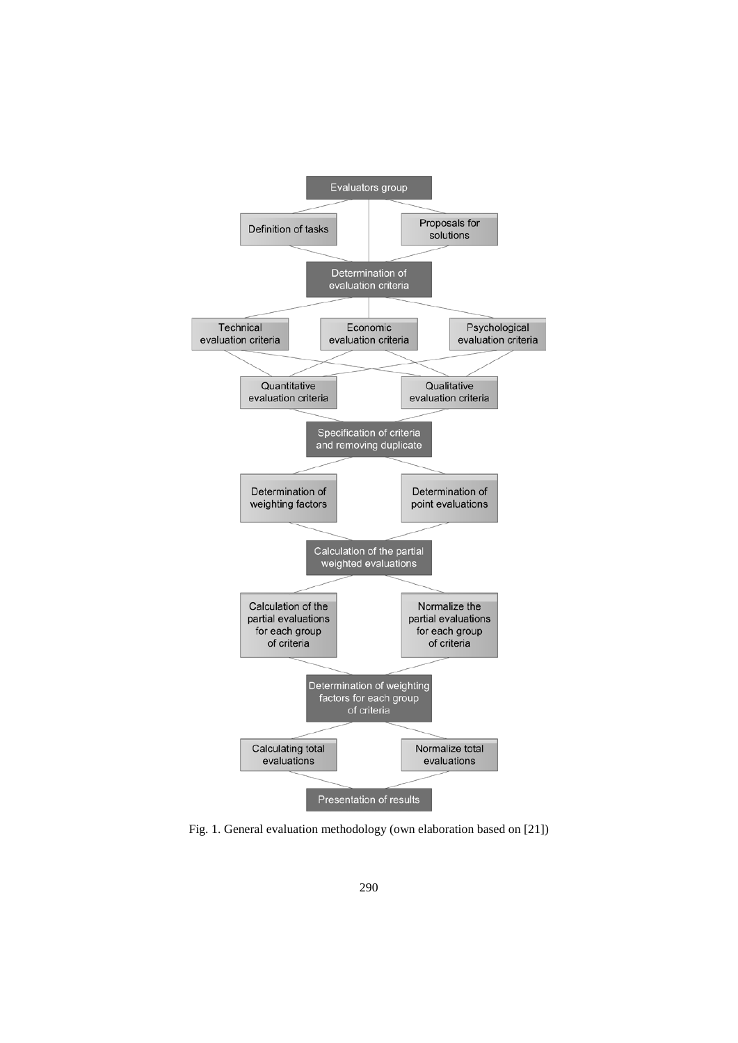Evaluators group

Definition of tasks

Proposals for solutions

Determination of evaluation criteria

Technical evaluation criteria

Economic evaluation criteria

Psychological evaluation criteria

Quantitative evaluation criteria

Qualitative evaluation criteria

Specification of criteria and removing duplicate

Determination of weighting factors

Determination of point evaluations

Calculation of the partial weighted evaluations

Calculation of the partial evaluations for each group of criteria

Normalize the partial evaluations for each group of criteria

Determination of weighting factors for each group of criteria

Calculating total evaluations

Normalize total evaluations

Presentation of results

Fig. 1. General evaluation methodology (own elaboration based on [21])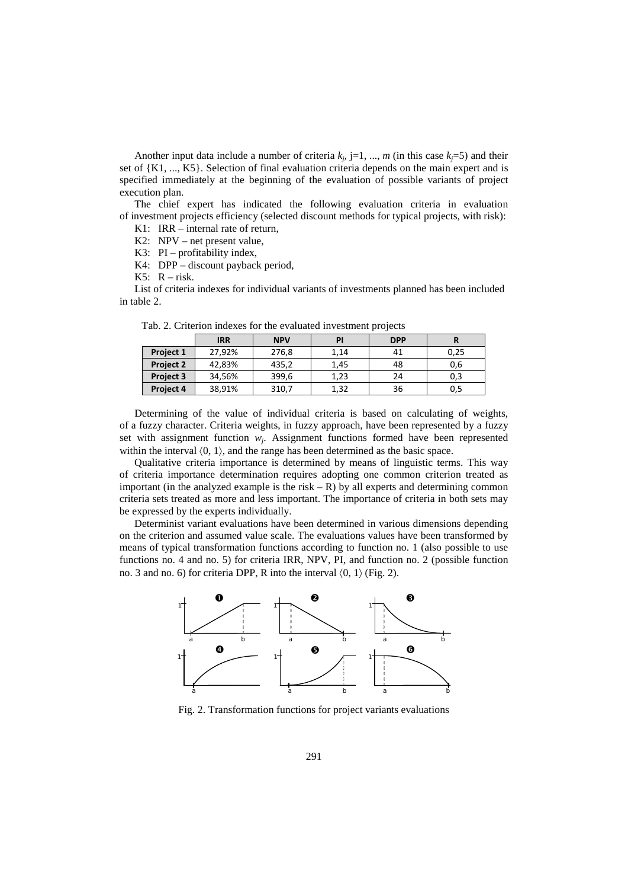Another input data include a number of criteria $k_j$, j=1, ..., $m$ (in this case $k_j$=5) and their set of {K1, ..., K5}. Selection of final evaluation criteria depends on the main expert and is specified immediately at the beginning of the evaluation of possible variants of project execution plan.

The chief expert has indicated the following evaluation criteria in evaluation of investment projects efficiency (selected discount methods for typical projects, with risk):

K1: IRR – internal rate of return,

K2: NPV – net present value,

K3: PI – profitability index,

K4: DPP – discount payback period,

K5: R – risk.

List of criteria indexes for individual variants of investments planned has been included in table 2.

Tab. 2. Criterion indexes for the evaluated investment projects

| | IRR | NPV | PI | DPP | R |
|---|---|---|---|---|---|
| Project 1 | 27,92% | 276,8 | 1,14 | 41 | 0,25 |
| Project 2 | 42,83% | 435,2 | 1,45 | 48 | 0,6 |
| Project 3 | 34,56% | 399,6 | 1,23 | 24 | 0,3 |
| Project 4 | 38,91% | 310,7 | 1,32 | 36 | 0,5 |

Determining of the value of individual criteria is based on calculating of weights, of a fuzzy character. Criteria weights, in fuzzy approach, have been represented by a fuzzy set with assignment function $w_j$. Assignment functions formed have been represented within the interval $\langle 0, 1\rangle$, and the range has been determined as the basic space.

Qualitative criteria importance is determined by means of linguistic terms. This way of criteria importance determination requires adopting one common criterion treated as important (in the analyzed example is the risk – R) by all experts and determining common criteria sets treated as more and less important. The importance of criteria in both sets may be expressed by the experts individually.

Determinist variant evaluations have been determined in various dimensions depending on the criterion and assumed value scale. The evaluations values have been transformed by means of typical transformation functions according to function no. 1 (also possible to use functions no. 4 and no. 5) for criteria IRR, NPV, PI, and function no. 2 (possible function no. 3 and no. 6) for criteria DPP, R into the interval $\langle 0, 1\rangle$ (Fig. 2).

Fig. 2. Transformation functions for project variants evaluations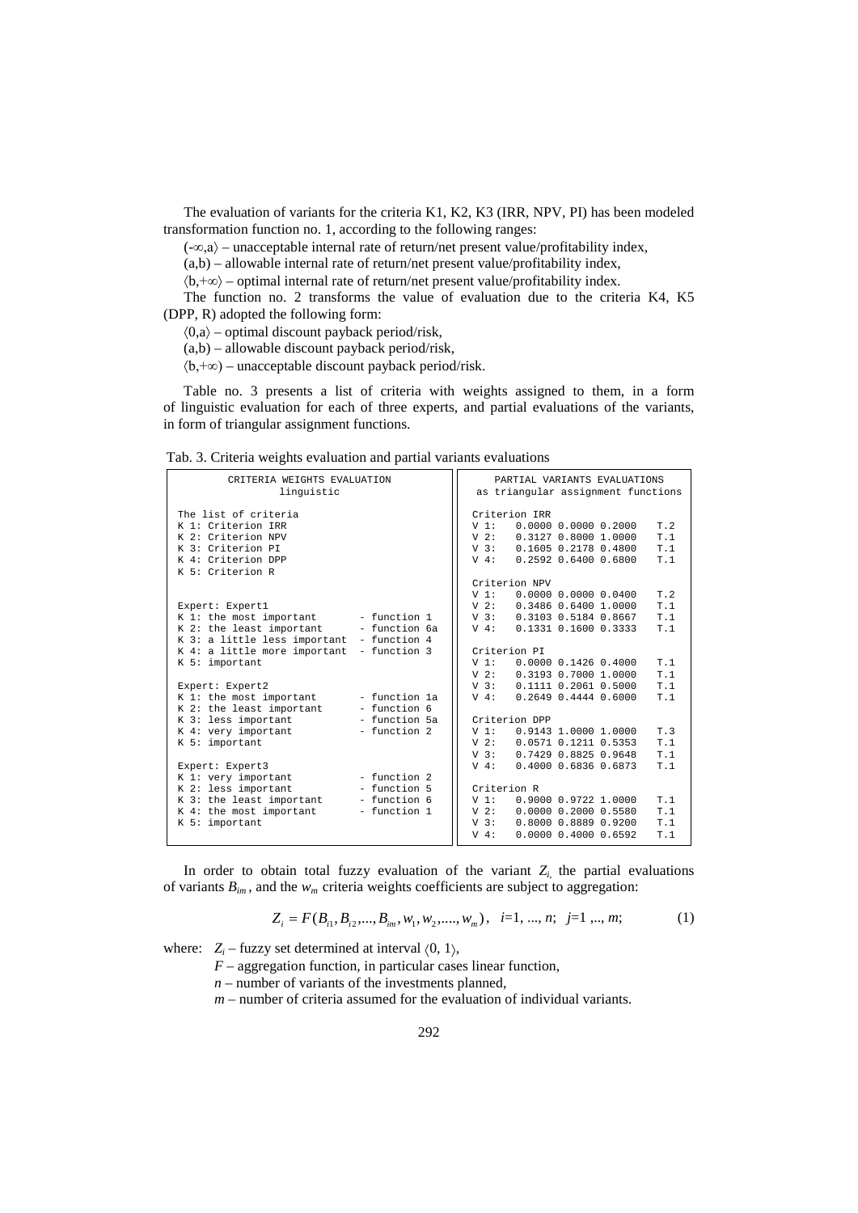The evaluation of variants for the criteria K1, K2, K3 (IRR, NPV, PI) has been modeled transformation function no. 1, according to the following ranges:

$(-\infty,a\rangle$ – unacceptable internal rate of return/net present value/profitability index,

$(a,b)$ – allowable internal rate of return/net present value/profitability index,

$\langle b,+\infty\rangle$ – optimal internal rate of return/net present value/profitability index.

The function no. 2 transforms the value of evaluation due to the criteria K4, K5 (DPP, R) adopted the following form:

$\langle 0,a\rangle$ – optimal discount payback period/risk,

$(a,b)$ – allowable discount payback period/risk,

$\langle b,+\infty)$ – unacceptable discount payback period/risk.

Table no. 3 presents a list of criteria with weights assigned to them, in a form of linguistic evaluation for each of three experts, and partial evaluations of the variants, in form of triangular assignment functions.

Tab. 3. Criteria weights evaluation and partial variants evaluations

```
CRITERIA WEIGHTS EVALUATION
linguistic

The list of criteria
K 1: Criterion IRR
K 2: Criterion NPV
K 3: Criterion PI
K 4: Criterion DPP
K 5: Criterion R

Expert: Expert1
K 1: the most important        - function 1
K 2: the least important       - function 6a
K 3: a little less important   - function 4
K 4: a little more important   - function 3
K 5: important

Expert: Expert2
K 1: the most important        - function 1a
K 2: the least important       - function 6
K 3: less important            - function 5a
K 4: very important            - function 2
K 5: important

Expert: Expert3
K 1: very important            - function 2
K 2: less important            - function 5
K 3: the least important       - function 6
K 4: the most important        - function 1
K 5: important
```

```
PARTIAL VARIANTS EVALUATIONS
as triangular assignment functions

Criterion IRR
V 1:   0.0000 0.0000 0.2000   T.2
V 2:   0.3127 0.8000 1.0000   T.1
V 3:   0.1605 0.2178 0.4800   T.1
V 4:   0.2592 0.6400 0.6800   T.1

Criterion NPV
V 1:   0.0000 0.0000 0.0400   T.2
V 2:   0.3486 0.6400 1.0000   T.1
V 3:   0.3103 0.5184 0.8667   T.1
V 4:   0.1331 0.1600 0.3333   T.1

Criterion PI
V 1:   0.0000 0.1426 0.4000   T.1
V 2:   0.3193 0.7000 1.0000   T.1
V 3:   0.1111 0.2061 0.5000   T.1
V 4:   0.2649 0.4444 0.6000   T.1

Criterion DPP
V 1:   0.9143 1.0000 1.0000   T.3
V 2:   0.0571 0.1211 0.5353   T.1
V 3:   0.7429 0.8825 0.9648   T.1
V 4:   0.4000 0.6836 0.6873   T.1

Criterion R
V 1:   0.9000 0.9722 1.0000   T.1
V 2:   0.0000 0.2000 0.5580   T.1
V 3:   0.8000 0.8889 0.9200   T.1
V 4:   0.0000 0.4000 0.6592   T.1
```

In order to obtain total fuzzy evaluation of the variant $Z_i$, the partial evaluations of variants $B_{im}$, and the $w_m$ criteria weights coefficients are subject to aggregation:

$$Z_i = F(B_{i1}, B_{i2},..., B_{im}, w_1, w_2,...., w_m), \quad i=1, ..., n; \quad j=1 ,.., m; \tag{1}$$

where: $Z_i$ – fuzzy set determined at interval $\langle 0, 1\rangle$,

$F$ – aggregation function, in particular cases linear function,

$n$ – number of variants of the investments planned,

$m$ – number of criteria assumed for the evaluation of individual variants.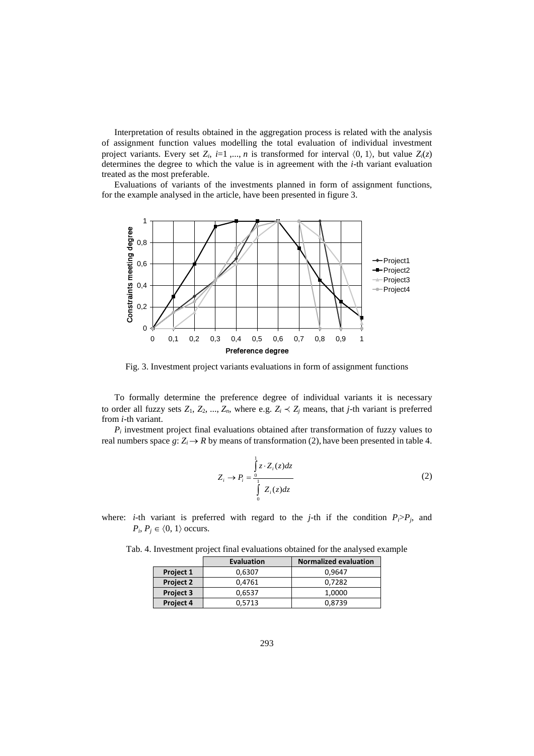Interpretation of results obtained in the aggregation process is related with the analysis of assignment function values modelling the total evaluation of individual investment project variants. Every set $Z_i$, $i=1,...,n$ is transformed for interval $\langle 0, 1\rangle$, but value $Z_i(z)$ determines the degree to which the value is in agreement with the $i$-th variant evaluation treated as the most preferable.

Evaluations of variants of the investments planned in form of assignment functions, for the example analysed in the article, have been presented in figure 3.

Fig. 3. Investment project variants evaluations in form of assignment functions

To formally determine the preference degree of individual variants it is necessary to order all fuzzy sets $Z_1, Z_2, ..., Z_n$, where e.g. $Z_i \prec Z_j$ means, that $j$-th variant is preferred from $i$-th variant.

$P_i$ investment project final evaluations obtained after transformation of fuzzy values to real numbers space $g$: $Z_i \rightarrow R$ by means of transformation (2), have been presented in table 4.

$$Z_i \rightarrow P_i = \frac{\int_0^1 z \cdot Z_i(z)dz}{\int_0^1 Z_i(z)dz} \tag{2}$$

where: $i$-th variant is preferred with regard to the $j$-th if the condition $P_i > P_j$, and $P_i, P_j \in \langle 0, 1\rangle$ occurs.

Tab. 4. Investment project final evaluations obtained for the analysed example

| | Evaluation | Normalized evaluation |
|---|---|---|
| **Project 1** | 0,6307 | 0,9647 |
| **Project 2** | 0,4761 | 0,7282 |
| **Project 3** | 0,6537 | 1,0000 |
| **Project 4** | 0,5713 | 0,8739 |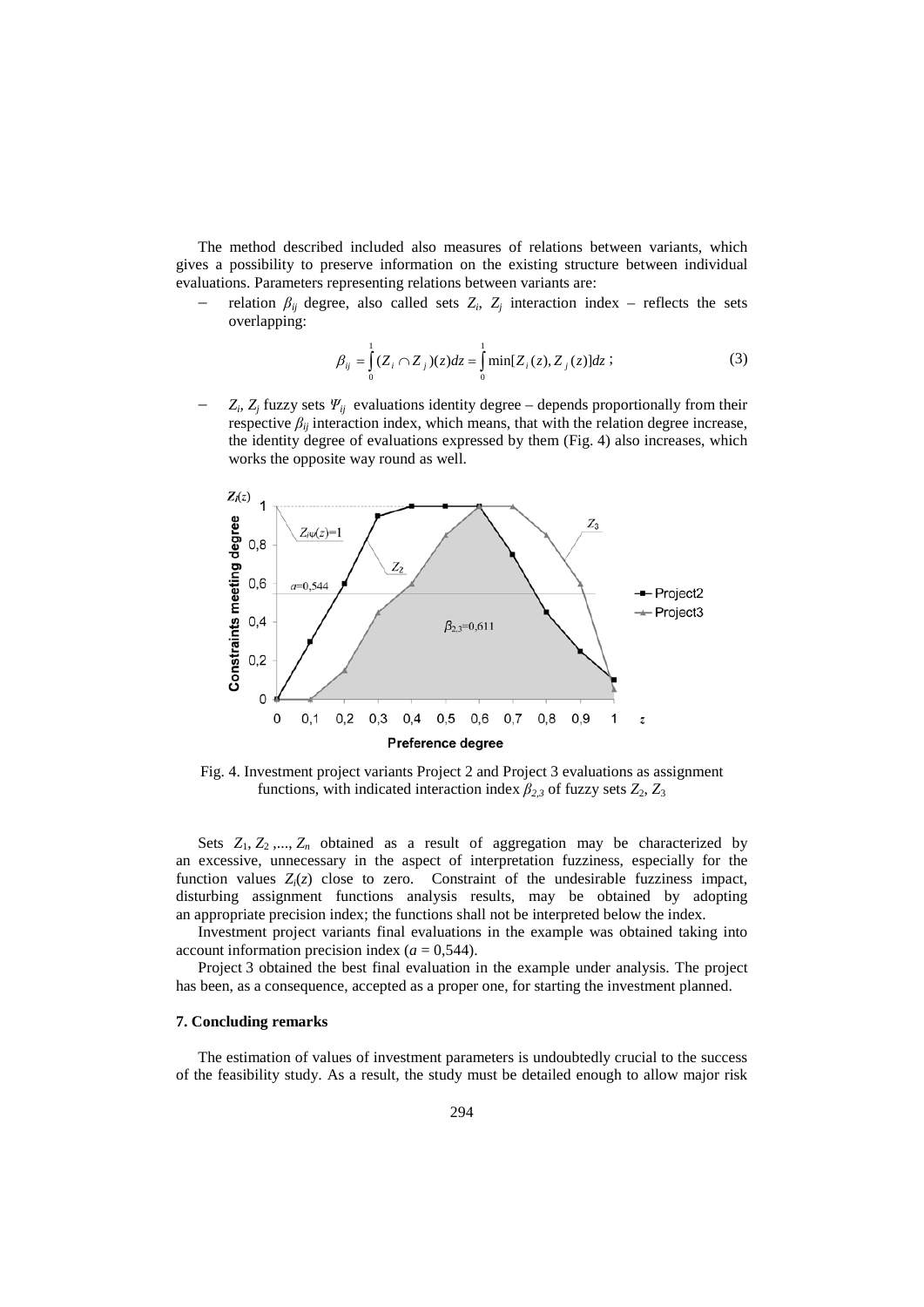The method described included also measures of relations between variants, which gives a possibility to preserve information on the existing structure between individual evaluations. Parameters representing relations between variants are:

- relation $\beta_{ij}$ degree, also called sets $Z_i$, $Z_j$ interaction index – reflects the sets overlapping:

$$\beta_{ij} = \int_0^1 (Z_i \cap Z_j)(z)dz = \int_0^1 \min[Z_i(z), Z_j(z)]dz \; ; \tag{3}$$

- $Z_i$, $Z_j$ fuzzy sets $\Psi_{ij}$ evaluations identity degree – depends proportionally from their respective $\beta_{ij}$ interaction index, which means, that with the relation degree increase, the identity degree of evaluations expressed by them (Fig. 4) also increases, which works the opposite way round as well.

Fig. 4. Investment project variants Project 2 and Project 3 evaluations as assignment functions, with indicated interaction index $\beta_{2,3}$ of fuzzy sets $Z_2$, $Z_3$

Sets $Z_1, Z_2, ..., Z_n$ obtained as a result of aggregation may be characterized by an excessive, unnecessary in the aspect of interpretation fuzziness, especially for the function values $Z_i(z)$ close to zero. Constraint of the undesirable fuzziness impact, disturbing assignment functions analysis results, may be obtained by adopting an appropriate precision index; the functions shall not be interpreted below the index.

Investment project variants final evaluations in the example was obtained taking into account information precision index ($a$ = 0,544).

Project 3 obtained the best final evaluation in the example under analysis. The project has been, as a consequence, accepted as a proper one, for starting the investment planned.

### 7. Concluding remarks

The estimation of values of investment parameters is undoubtedly crucial to the success of the feasibility study. As a result, the study must be detailed enough to allow major risk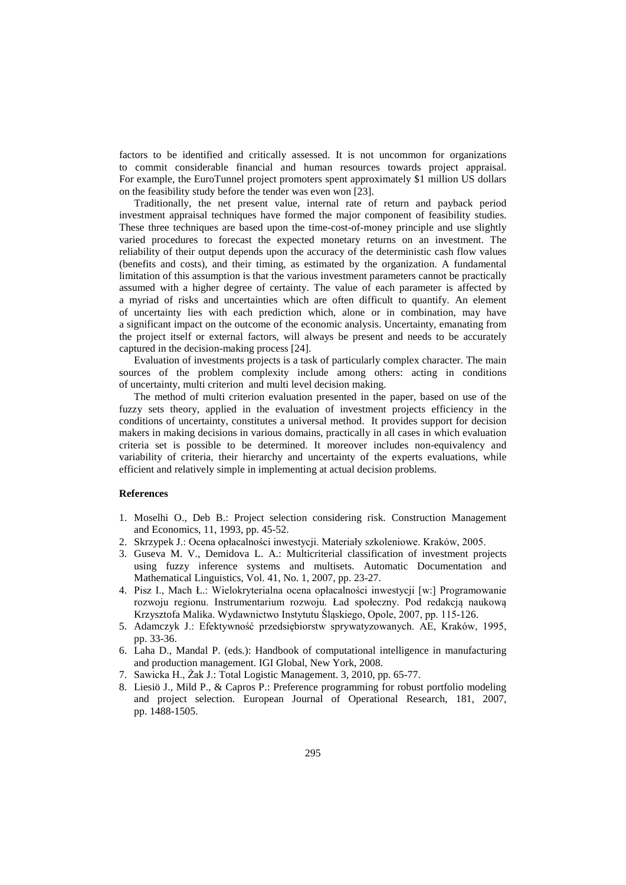factors to be identified and critically assessed. It is not uncommon for organizations to commit considerable financial and human resources towards project appraisal. For example, the EuroTunnel project promoters spent approximately $1 million US dollars on the feasibility study before the tender was even won [23].

Traditionally, the net present value, internal rate of return and payback period investment appraisal techniques have formed the major component of feasibility studies. These three techniques are based upon the time-cost-of-money principle and use slightly varied procedures to forecast the expected monetary returns on an investment. The reliability of their output depends upon the accuracy of the deterministic cash flow values (benefits and costs), and their timing, as estimated by the organization. A fundamental limitation of this assumption is that the various investment parameters cannot be practically assumed with a higher degree of certainty. The value of each parameter is affected by a myriad of risks and uncertainties which are often difficult to quantify. An element of uncertainty lies with each prediction which, alone or in combination, may have a significant impact on the outcome of the economic analysis. Uncertainty, emanating from the project itself or external factors, will always be present and needs to be accurately captured in the decision-making process [24].

Evaluation of investments projects is a task of particularly complex character. The main sources of the problem complexity include among others: acting in conditions of uncertainty, multi criterion and multi level decision making.

The method of multi criterion evaluation presented in the paper, based on use of the fuzzy sets theory, applied in the evaluation of investment projects efficiency in the conditions of uncertainty, constitutes a universal method. It provides support for decision makers in making decisions in various domains, practically in all cases in which evaluation criteria set is possible to be determined. It moreover includes non-equivalency and variability of criteria, their hierarchy and uncertainty of the experts evaluations, while efficient and relatively simple in implementing at actual decision problems.

**References**

1. Moselhi O., Deb B.: Project selection considering risk. Construction Management and Economics, 11, 1993, pp. 45-52.
2. Skrzypek J.: Ocena opłacalności inwestycji. Materiały szkoleniowe. Kraków, 2005.
3. Guseva M. V., Demidova L. A.: Multicriterial classification of investment projects using fuzzy inference systems and multisets. Automatic Documentation and Mathematical Linguistics, Vol. 41, No. 1, 2007, pp. 23-27.
4. Pisz I., Mach Ł.: Wielokryterialna ocena opłacalności inwestycji [w:] Programowanie rozwoju regionu. Instrumentarium rozwoju. Ład społeczny. Pod redakcją naukową Krzysztofa Malika. Wydawnictwo Instytutu Śląskiego, Opole, 2007, pp. 115-126.
5. Adamczyk J.: Efektywność przedsiębiorstw sprywatyzowanych. AE, Kraków, 1995, pp. 33-36.
6. Laha D., Mandal P. (eds.): Handbook of computational intelligence in manufacturing and production management. IGI Global, New York, 2008.
7. Sawicka H., Żak J.: Total Logistic Management. 3, 2010, pp. 65-77.
8. Liesiö J., Mild P., & Capros P.: Preference programming for robust portfolio modeling and project selection. European Journal of Operational Research, 181, 2007, pp. 1488-1505.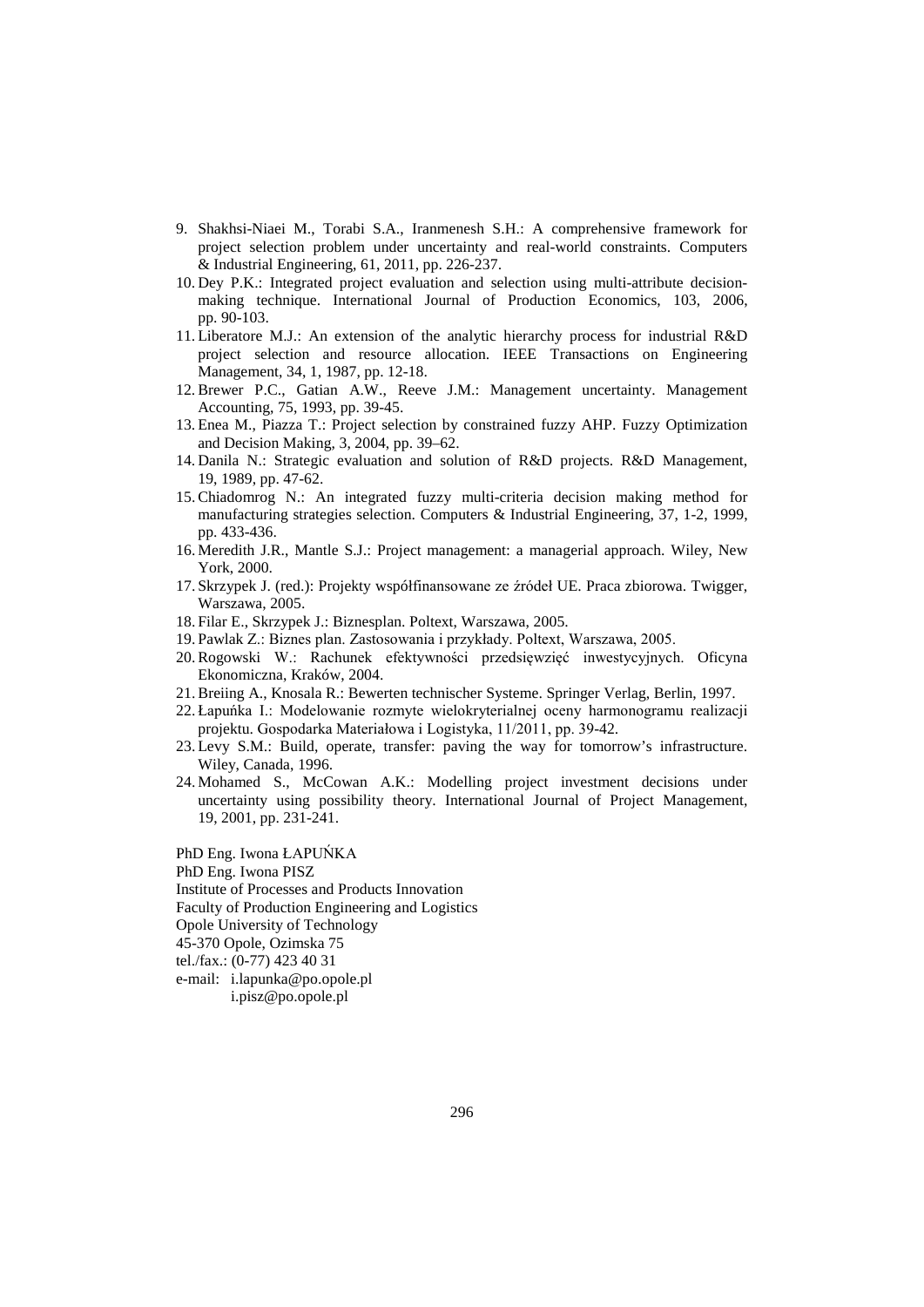9. Shakhsi-Niaei M., Torabi S.A., Iranmenesh S.H.: A comprehensive framework for project selection problem under uncertainty and real-world constraints. Computers & Industrial Engineering, 61, 2011, pp. 226-237.
10. Dey P.K.: Integrated project evaluation and selection using multi-attribute decision-making technique. International Journal of Production Economics, 103, 2006, pp. 90-103.
11. Liberatore M.J.: An extension of the analytic hierarchy process for industrial R&D project selection and resource allocation. IEEE Transactions on Engineering Management, 34, 1, 1987, pp. 12-18.
12. Brewer P.C., Gatian A.W., Reeve J.M.: Management uncertainty. Management Accounting, 75, 1993, pp. 39-45.
13. Enea M., Piazza T.: Project selection by constrained fuzzy AHP. Fuzzy Optimization and Decision Making, 3, 2004, pp. 39–62.
14. Danila N.: Strategic evaluation and solution of R&D projects. R&D Management, 19, 1989, pp. 47-62.
15. Chiadomrog N.: An integrated fuzzy multi-criteria decision making method for manufacturing strategies selection. Computers & Industrial Engineering, 37, 1-2, 1999, pp. 433-436.
16. Meredith J.R., Mantle S.J.: Project management: a managerial approach. Wiley, New York, 2000.
17. Skrzypek J. (red.): Projekty współfinansowane ze źródeł UE. Praca zbiorowa. Twigger, Warszawa, 2005.
18. Filar E., Skrzypek J.: Biznesplan. Poltext, Warszawa, 2005.
19. Pawlak Z.: Biznes plan. Zastosowania i przykłady. Poltext, Warszawa, 2005.
20. Rogowski W.: Rachunek efektywności przedsięwzięć inwestycyjnych. Oficyna Ekonomiczna, Kraków, 2004.
21. Breiing A., Knosala R.: Bewerten technischer Systeme. Springer Verlag, Berlin, 1997.
22. Łapuńka I.: Modelowanie rozmyte wielokryterialnej oceny harmonogramu realizacji projektu. Gospodarka Materiałowa i Logistyka, 11/2011, pp. 39-42.
23. Levy S.M.: Build, operate, transfer: paving the way for tomorrow's infrastructure. Wiley, Canada, 1996.
24. Mohamed S., McCowan A.K.: Modelling project investment decisions under uncertainty using possibility theory. International Journal of Project Management, 19, 2001, pp. 231-241.

PhD Eng. Iwona ŁAPUŃKA
PhD Eng. Iwona PISZ
Institute of Processes and Products Innovation
Faculty of Production Engineering and Logistics
Opole University of Technology
45-370 Opole, Ozimska 75
tel./fax.: (0-77) 423 40 31
e-mail: i.lapunka@po.opole.pl
i.pisz@po.opole.pl